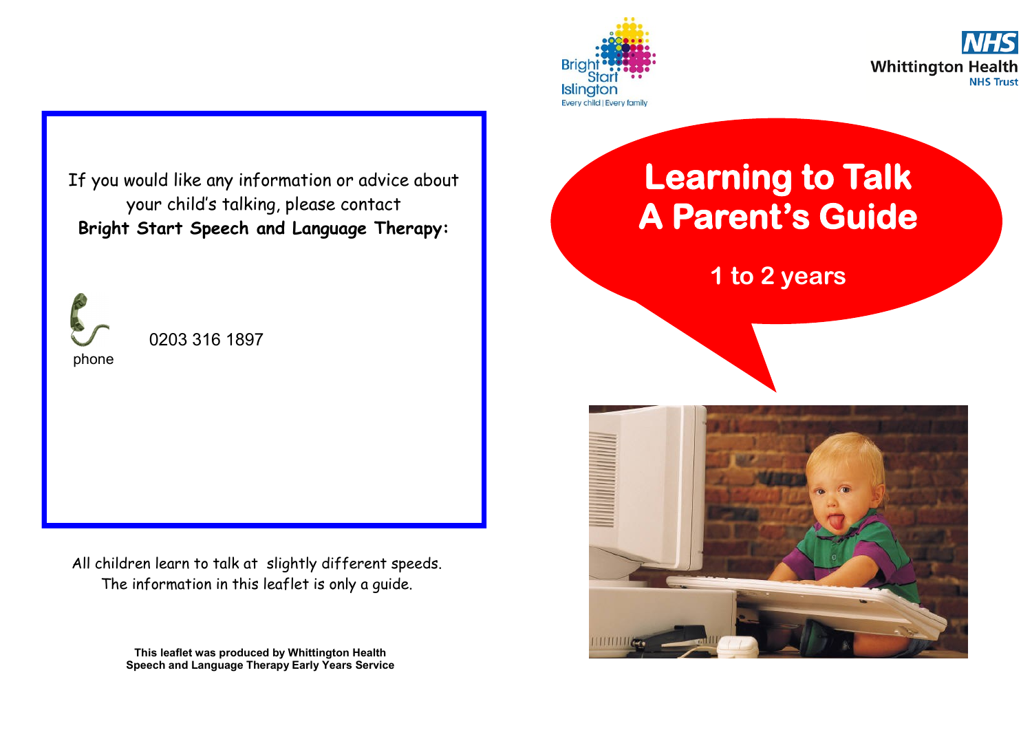If you would like any information or advice about your child's talking, please contact
**Bright Start Speech and Language Therapy:**

phone 0203 316 1897

All children learn to talk at slightly different speeds. The information in this leaflet is only a guide.

**This leaflet was produced by Whittington Health Speech and Language Therapy Early Years Service**

Bright Start Islington
Every child | Every family

NHS
Whittington Health
NHS Trust

# Learning to Talk
# A Parent's Guide

## 1 to 2 years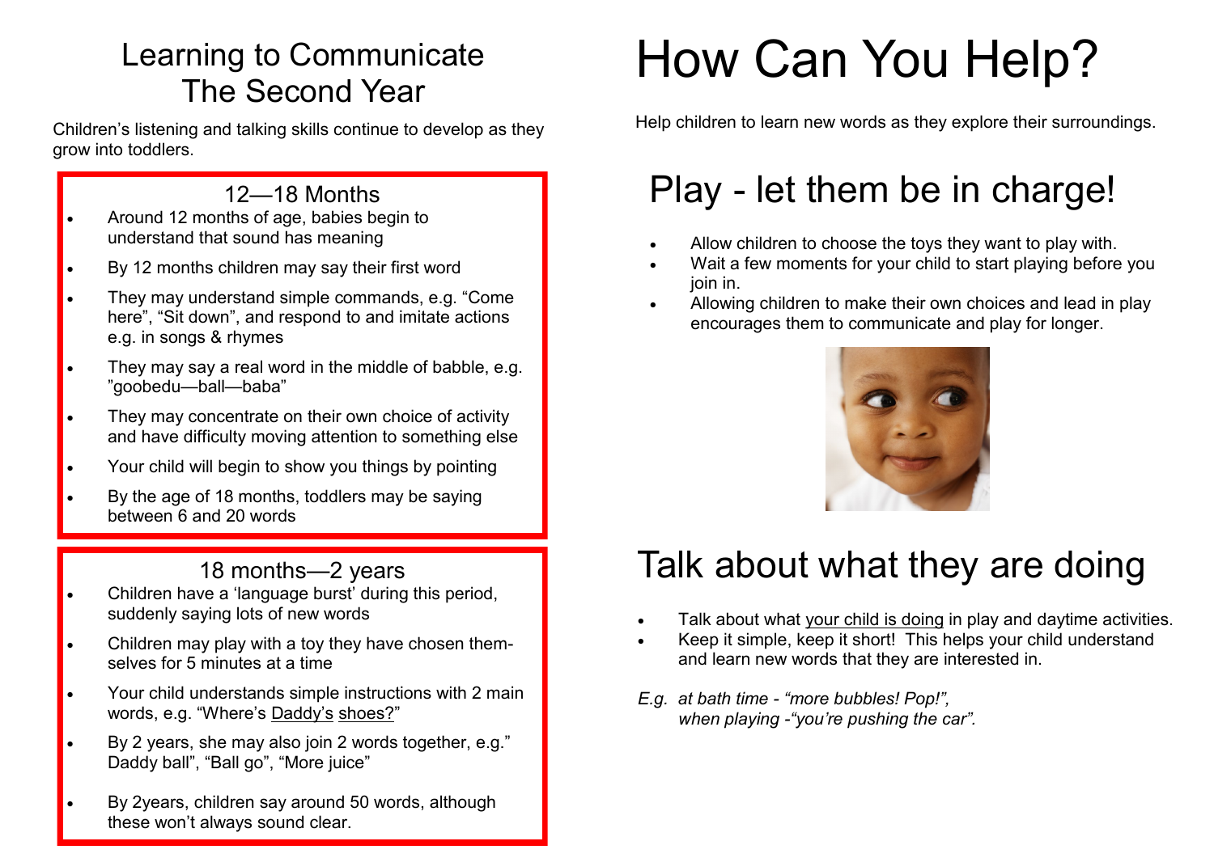# Learning to Communicate The Second Year

Children's listening and talking skills continue to develop as they grow into toddlers.

## 12—18 Months

- Around 12 months of age, babies begin to understand that sound has meaning
- By 12 months children may say their first word
- They may understand simple commands, e.g. "Come here", "Sit down", and respond to and imitate actions e.g. in songs & rhymes
- They may say a real word in the middle of babble, e.g. "goobedu—ball—baba"
- They may concentrate on their own choice of activity and have difficulty moving attention to something else
- Your child will begin to show you things by pointing
- By the age of 18 months, toddlers may be saying between 6 and 20 words

## 18 months—2 years

- Children have a 'language burst' during this period, suddenly saying lots of new words
- Children may play with a toy they have chosen them-selves for 5 minutes at a time
- Your child understands simple instructions with 2 main words, e.g. "Where's Daddy's shoes?"
- By 2 years, she may also join 2 words together, e.g." Daddy ball", "Ball go", "More juice"
- By 2years, children say around 50 words, although these won't always sound clear.

# How Can You Help?

Help children to learn new words as they explore their surroundings.

## Play - let them be in charge!

- Allow children to choose the toys they want to play with.
- Wait a few moments for your child to start playing before you join in.
- Allowing children to make their own choices and lead in play encourages them to communicate and play for longer.

## Talk about what they are doing

- Talk about what your child is doing in play and daytime activities.
- Keep it simple, keep it short! This helps your child understand and learn new words that they are interested in.

*E.g. at bath time - "more bubbles! Pop!",*
*when playing -"you're pushing the car".*